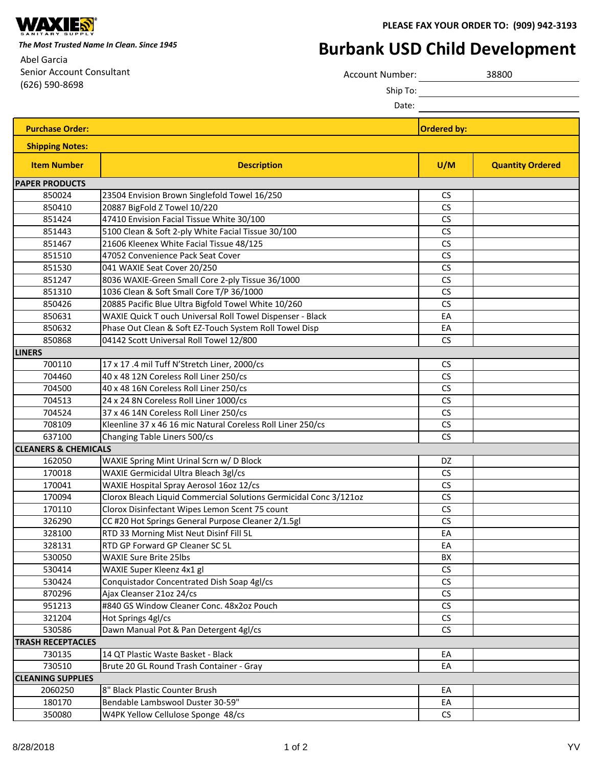**WAXIE SANITARY SUPPLY**

*The Most Trusted Name In Clean. Since 1945*

Abel Garcia
Senior Account Consultant
(626) 590-8698

**PLEASE FAX YOUR ORDER TO: (909) 942-3193**

# Burbank USD Child Development

Account Number: 38800

Ship To:

Date:

**Purchase Order:** | **Ordered by:**

**Shipping Notes:**

| Item Number | Description | U/M | Quantity Ordered |
|---|---|---|---|
| **PAPER PRODUCTS** | | | |
| 850024 | 23504 Envision Brown Singlefold Towel 16/250 | CS | |
| 850410 | 20887 BigFold Z Towel 10/220 | CS | |
| 851424 | 47410 Envision Facial Tissue White 30/100 | CS | |
| 851443 | 5100 Clean & Soft 2-ply White Facial Tissue 30/100 | CS | |
| 851467 | 21606 Kleenex White Facial Tissue 48/125 | CS | |
| 851510 | 47052 Convenience Pack Seat Cover | CS | |
| 851530 | 041 WAXIE Seat Cover 20/250 | CS | |
| 851247 | 8036 WAXIE-Green Small Core 2-ply Tissue 36/1000 | CS | |
| 851310 | 1036 Clean & Soft Small Core T/P 36/1000 | CS | |
| 850426 | 20885 Pacific Blue Ultra Bigfold Towel White 10/260 | CS | |
| 850631 | WAXIE Quick T ouch Universal Roll Towel Dispenser - Black | EA | |
| 850632 | Phase Out Clean & Soft EZ-Touch System Roll Towel Disp | EA | |
| 850868 | 04142 Scott Universal Roll Towel 12/800 | CS | |
| **LINERS** | | | |
| 700110 | 17 x 17 .4 mil Tuff N'Stretch Liner, 2000/cs | CS | |
| 704460 | 40 x 48 12N Coreless Roll Liner 250/cs | CS | |
| 704500 | 40 x 48 16N Coreless Roll Liner 250/cs | CS | |
| 704513 | 24 x 24 8N Coreless Roll Liner 1000/cs | CS | |
| 704524 | 37 x 46 14N Coreless Roll Liner 250/cs | CS | |
| 708109 | Kleenline 37 x 46 16 mic Natural Coreless Roll Liner 250/cs | CS | |
| 637100 | Changing Table Liners 500/cs | CS | |
| **CLEANERS & CHEMICALS** | | | |
| 162050 | WAXIE Spring Mint Urinal Scrn w/ D Block | DZ | |
| 170018 | WAXIE Germicidal Ultra Bleach 3gl/cs | CS | |
| 170041 | WAXIE Hospital Spray Aerosol 16oz 12/cs | CS | |
| 170094 | Clorox Bleach Liquid Commercial Solutions Germicidal Conc 3/121oz | CS | |
| 170110 | Clorox Disinfectant Wipes Lemon Scent 75 count | CS | |
| 326290 | CC #20 Hot Springs General Purpose Cleaner 2/1.5gl | CS | |
| 328100 | RTD 33 Morning Mist Neut Disinf Fill 5L | EA | |
| 328131 | RTD GP Forward GP Cleaner SC 5L | EA | |
| 530050 | WAXIE Sure Brite 25lbs | BX | |
| 530414 | WAXIE Super Kleenz 4x1 gl | CS | |
| 530424 | Conquistador Concentrated Dish Soap 4gl/cs | CS | |
| 870296 | Ajax Cleanser 21oz 24/cs | CS | |
| 951213 | #840 GS Window Cleaner Conc. 48x2oz Pouch | CS | |
| 321204 | Hot Springs 4gl/cs | CS | |
| 530586 | Dawn Manual Pot & Pan Detergent 4gl/cs | CS | |
| **TRASH RECEPTACLES** | | | |
| 730135 | 14 QT Plastic Waste Basket - Black | EA | |
| 730510 | Brute 20 GL Round Trash Container - Gray | EA | |
| **CLEANING SUPPLIES** | | | |
| 2060250 | 8" Black Plastic Counter Brush | EA | |
| 180170 | Bendable Lambswool Duster 30-59" | EA | |
| 350080 | W4PK Yellow Cellulose Sponge 48/cs | CS | |

8/28/2018 YV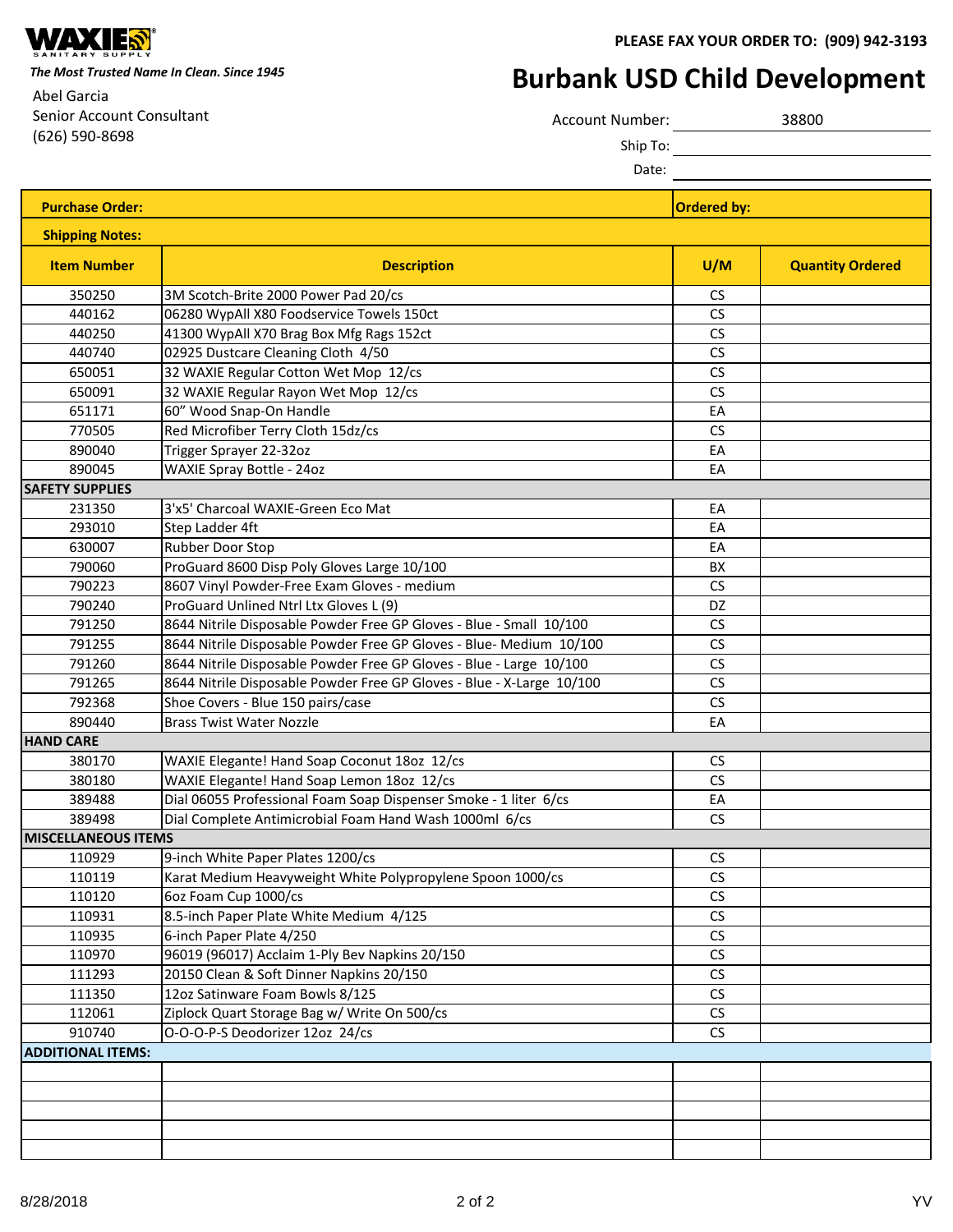WAXIE SANITARY SUPPLY

*The Most Trusted Name In Clean. Since 1945*

Abel Garcia
Senior Account Consultant
(626) 590-8698

**PLEASE FAX YOUR ORDER TO: (909) 942-3193**

# Burbank USD Child Development

Account Number: 38800

Ship To:

Date:

| **Purchase Order:** | | **Ordered by:** | |
|---|---|---|---|
| **Shipping Notes:** | | | |
| **Item Number** | **Description** | **U/M** | **Quantity Ordered** |
| 350250 | 3M Scotch-Brite 2000 Power Pad 20/cs | CS | |
| 440162 | 06280 WypAll X80 Foodservice Towels 150ct | CS | |
| 440250 | 41300 WypAll X70 Brag Box Mfg Rags 152ct | CS | |
| 440740 | 02925 Dustcare Cleaning Cloth 4/50 | CS | |
| 650051 | 32 WAXIE Regular Cotton Wet Mop 12/cs | CS | |
| 650091 | 32 WAXIE Regular Rayon Wet Mop 12/cs | CS | |
| 651171 | 60" Wood Snap-On Handle | EA | |
| 770505 | Red Microfiber Terry Cloth 15dz/cs | CS | |
| 890040 | Trigger Sprayer 22-32oz | EA | |
| 890045 | WAXIE Spray Bottle - 24oz | EA | |
| **SAFETY SUPPLIES** | | | |
| 231350 | 3'x5' Charcoal WAXIE-Green Eco Mat | EA | |
| 293010 | Step Ladder 4ft | EA | |
| 630007 | Rubber Door Stop | EA | |
| 790060 | ProGuard 8600 Disp Poly Gloves Large 10/100 | BX | |
| 790223 | 8607 Vinyl Powder-Free Exam Gloves - medium | CS | |
| 790240 | ProGuard Unlined Ntrl Ltx Gloves L (9) | DZ | |
| 791250 | 8644 Nitrile Disposable Powder Free GP Gloves - Blue - Small 10/100 | CS | |
| 791255 | 8644 Nitrile Disposable Powder Free GP Gloves - Blue- Medium 10/100 | CS | |
| 791260 | 8644 Nitrile Disposable Powder Free GP Gloves - Blue - Large 10/100 | CS | |
| 791265 | 8644 Nitrile Disposable Powder Free GP Gloves - Blue - X-Large 10/100 | CS | |
| 792368 | Shoe Covers - Blue 150 pairs/case | CS | |
| 890440 | Brass Twist Water Nozzle | EA | |
| **HAND CARE** | | | |
| 380170 | WAXIE Elegante! Hand Soap Coconut 18oz 12/cs | CS | |
| 380180 | WAXIE Elegante! Hand Soap Lemon 18oz 12/cs | CS | |
| 389488 | Dial 06055 Professional Foam Soap Dispenser Smoke - 1 liter 6/cs | EA | |
| 389498 | Dial Complete Antimicrobial Foam Hand Wash 1000ml 6/cs | CS | |
| **MISCELLANEOUS ITEMS** | | | |
| 110929 | 9-inch White Paper Plates 1200/cs | CS | |
| 110119 | Karat Medium Heavyweight White Polypropylene Spoon 1000/cs | CS | |
| 110120 | 6oz Foam Cup 1000/cs | CS | |
| 110931 | 8.5-inch Paper Plate White Medium 4/125 | CS | |
| 110935 | 6-inch Paper Plate 4/250 | CS | |
| 110970 | 96019 (96017) Acclaim 1-Ply Bev Napkins 20/150 | CS | |
| 111293 | 20150 Clean & Soft Dinner Napkins 20/150 | CS | |
| 111350 | 12oz Satinware Foam Bowls 8/125 | CS | |
| 112061 | Ziplock Quart Storage Bag w/ Write On 500/cs | CS | |
| 910740 | O-O-O-P-S Deodorizer 12oz 24/cs | CS | |
| **ADDITIONAL ITEMS:** | | | |
| | | | |
| | | | |
| | | | |
| | | | |
| | | | |

8/28/2018 YV